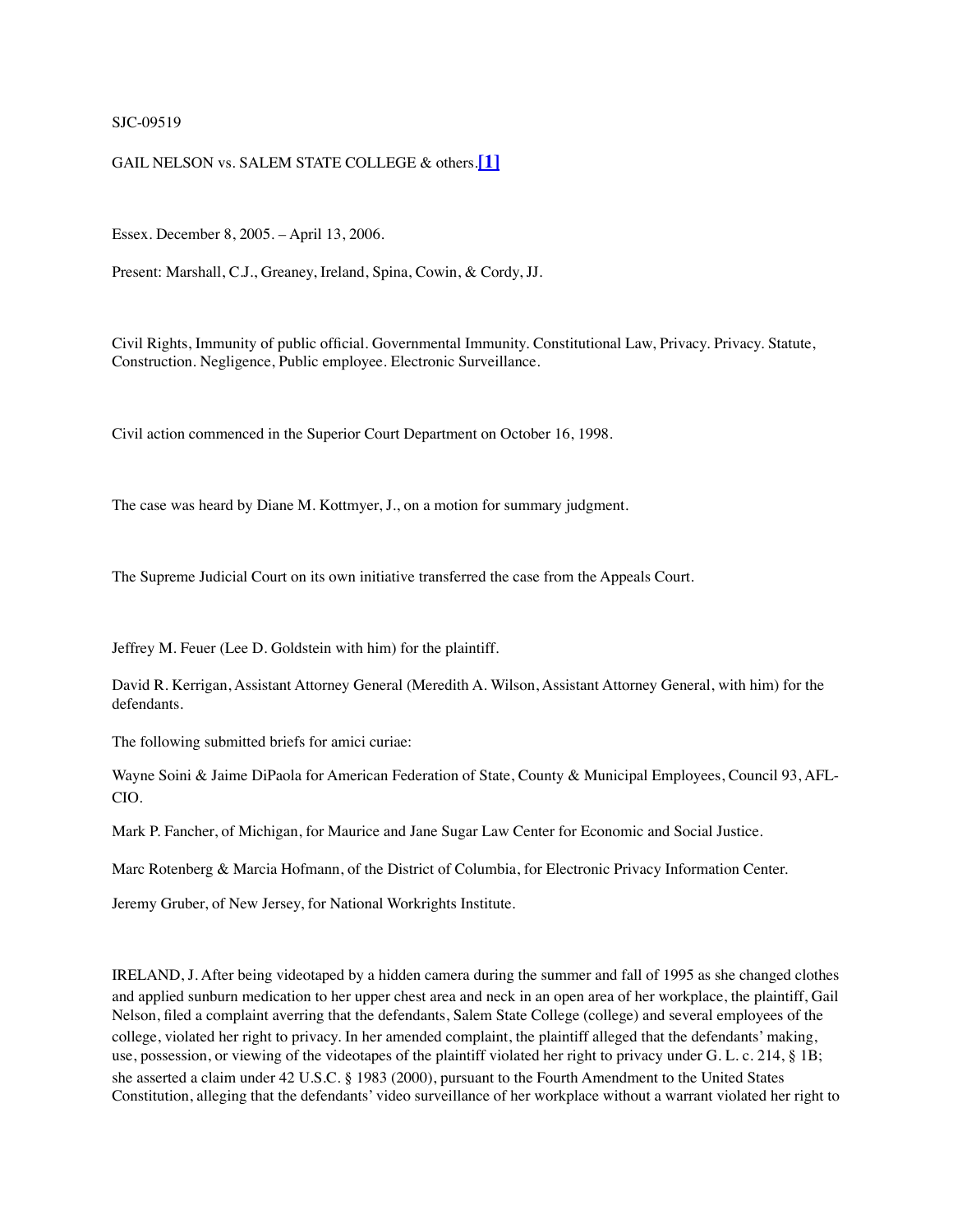SJC-09519

GAIL NELSON vs. SALEM STATE COLLEGE & others.[1]

Essex. December 8, 2005. – April 13, 2006.

Present: Marshall, C.J., Greaney, Ireland, Spina, Cowin, & Cordy, JJ.

Civil Rights, Immunity of public official. Governmental Immunity. Constitutional Law, Privacy. Privacy. Statute, Construction. Negligence, Public employee. Electronic Surveillance.

Civil action commenced in the Superior Court Department on October 16, 1998.

The case was heard by Diane M. Kottmyer, J., on a motion for summary judgment.

The Supreme Judicial Court on its own initiative transferred the case from the Appeals Court.

Jeffrey M. Feuer (Lee D. Goldstein with him) for the plaintiff.

David R. Kerrigan, Assistant Attorney General (Meredith A. Wilson, Assistant Attorney General, with him) for the defendants.

The following submitted briefs for amici curiae:

Wayne Soini & Jaime DiPaola for American Federation of State, County & Municipal Employees, Council 93, AFL-CIO.

Mark P. Fancher, of Michigan, for Maurice and Jane Sugar Law Center for Economic and Social Justice.

Marc Rotenberg & Marcia Hofmann, of the District of Columbia, for Electronic Privacy Information Center.

Jeremy Gruber, of New Jersey, for National Workrights Institute.

IRELAND, J. After being videotaped by a hidden camera during the summer and fall of 1995 as she changed clothes and applied sunburn medication to her upper chest area and neck in an open area of her workplace, the plaintiff, Gail Nelson, filed a complaint averring that the defendants, Salem State College (college) and several employees of the college, violated her right to privacy. In her amended complaint, the plaintiff alleged that the defendants' making, use, possession, or viewing of the videotapes of the plaintiff violated her right to privacy under G. L. c. 214, § 1B; she asserted a claim under 42 U.S.C. § 1983 (2000), pursuant to the Fourth Amendment to the United States Constitution, alleging that the defendants' video surveillance of her workplace without a warrant violated her right to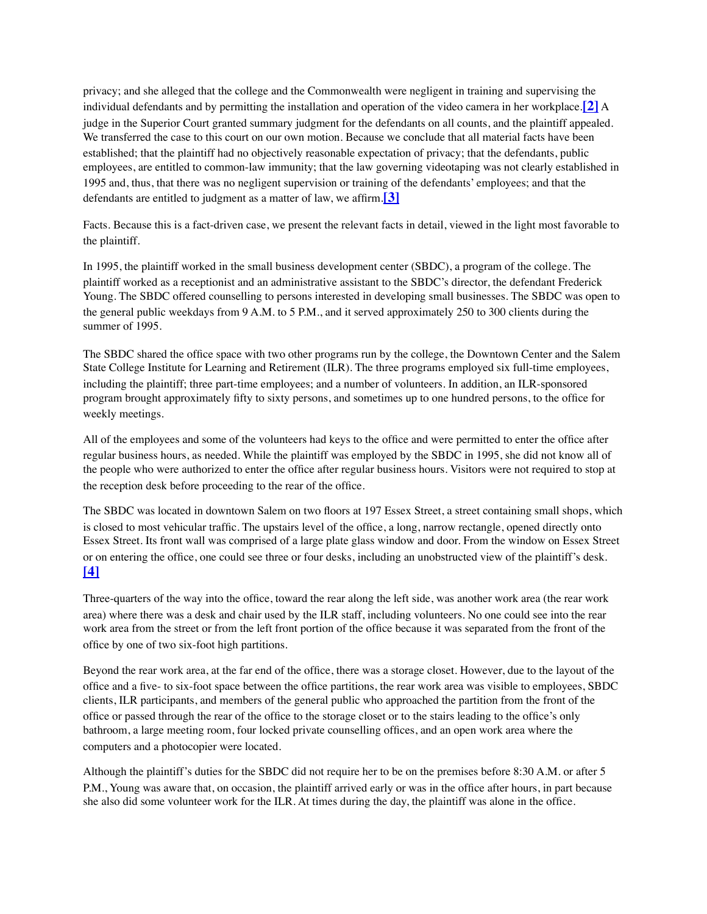privacy; and she alleged that the college and the Commonwealth were negligent in training and supervising the individual defendants and by permitting the installation and operation of the video camera in her workplace.[2] A judge in the Superior Court granted summary judgment for the defendants on all counts, and the plaintiff appealed. We transferred the case to this court on our own motion. Because we conclude that all material facts have been established; that the plaintiff had no objectively reasonable expectation of privacy; that the defendants, public employees, are entitled to common-law immunity; that the law governing videotaping was not clearly established in 1995 and, thus, that there was no negligent supervision or training of the defendants' employees; and that the defendants are entitled to judgment as a matter of law, we affirm.[3]

Facts. Because this is a fact-driven case, we present the relevant facts in detail, viewed in the light most favorable to the plaintiff.

In 1995, the plaintiff worked in the small business development center (SBDC), a program of the college. The plaintiff worked as a receptionist and an administrative assistant to the SBDC's director, the defendant Frederick Young. The SBDC offered counselling to persons interested in developing small businesses. The SBDC was open to the general public weekdays from 9 A.M. to 5 P.M., and it served approximately 250 to 300 clients during the summer of 1995.

The SBDC shared the office space with two other programs run by the college, the Downtown Center and the Salem State College Institute for Learning and Retirement (ILR). The three programs employed six full-time employees, including the plaintiff; three part-time employees; and a number of volunteers. In addition, an ILR-sponsored program brought approximately fifty to sixty persons, and sometimes up to one hundred persons, to the office for weekly meetings.

All of the employees and some of the volunteers had keys to the office and were permitted to enter the office after regular business hours, as needed. While the plaintiff was employed by the SBDC in 1995, she did not know all of the people who were authorized to enter the office after regular business hours. Visitors were not required to stop at the reception desk before proceeding to the rear of the office.

The SBDC was located in downtown Salem on two floors at 197 Essex Street, a street containing small shops, which is closed to most vehicular traffic. The upstairs level of the office, a long, narrow rectangle, opened directly onto Essex Street. Its front wall was comprised of a large plate glass window and door. From the window on Essex Street or on entering the office, one could see three or four desks, including an unobstructed view of the plaintiff's desk. [4]

Three-quarters of the way into the office, toward the rear along the left side, was another work area (the rear work area) where there was a desk and chair used by the ILR staff, including volunteers. No one could see into the rear work area from the street or from the left front portion of the office because it was separated from the front of the office by one of two six-foot high partitions.

Beyond the rear work area, at the far end of the office, there was a storage closet. However, due to the layout of the office and a five- to six-foot space between the office partitions, the rear work area was visible to employees, SBDC clients, ILR participants, and members of the general public who approached the partition from the front of the office or passed through the rear of the office to the storage closet or to the stairs leading to the office's only bathroom, a large meeting room, four locked private counselling offices, and an open work area where the computers and a photocopier were located.

Although the plaintiff's duties for the SBDC did not require her to be on the premises before 8:30 A.M. or after 5 P.M., Young was aware that, on occasion, the plaintiff arrived early or was in the office after hours, in part because she also did some volunteer work for the ILR. At times during the day, the plaintiff was alone in the office.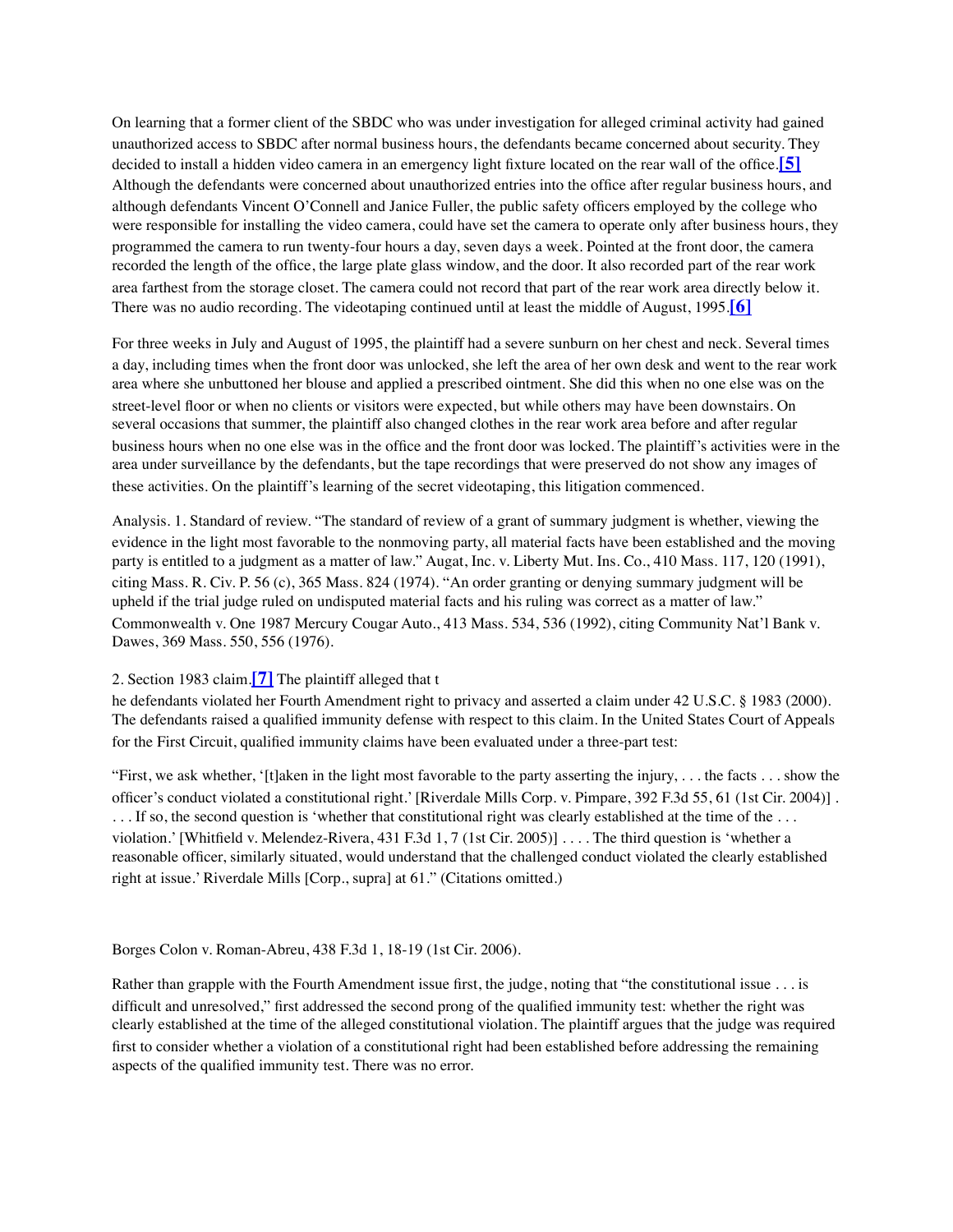On learning that a former client of the SBDC who was under investigation for alleged criminal activity had gained unauthorized access to SBDC after normal business hours, the defendants became concerned about security. They decided to install a hidden video camera in an emergency light fixture located on the rear wall of the office.[5] Although the defendants were concerned about unauthorized entries into the office after regular business hours, and although defendants Vincent O'Connell and Janice Fuller, the public safety officers employed by the college who were responsible for installing the video camera, could have set the camera to operate only after business hours, they programmed the camera to run twenty-four hours a day, seven days a week. Pointed at the front door, the camera recorded the length of the office, the large plate glass window, and the door. It also recorded part of the rear work area farthest from the storage closet. The camera could not record that part of the rear work area directly below it. There was no audio recording. The videotaping continued until at least the middle of August, 1995.[6]

For three weeks in July and August of 1995, the plaintiff had a severe sunburn on her chest and neck. Several times a day, including times when the front door was unlocked, she left the area of her own desk and went to the rear work area where she unbuttoned her blouse and applied a prescribed ointment. She did this when no one else was on the street-level floor or when no clients or visitors were expected, but while others may have been downstairs. On several occasions that summer, the plaintiff also changed clothes in the rear work area before and after regular business hours when no one else was in the office and the front door was locked. The plaintiff's activities were in the area under surveillance by the defendants, but the tape recordings that were preserved do not show any images of these activities. On the plaintiff's learning of the secret videotaping, this litigation commenced.

Analysis. 1. Standard of review. "The standard of review of a grant of summary judgment is whether, viewing the evidence in the light most favorable to the nonmoving party, all material facts have been established and the moving party is entitled to a judgment as a matter of law." Augat, Inc. v. Liberty Mut. Ins. Co., 410 Mass. 117, 120 (1991), citing Mass. R. Civ. P. 56 (c), 365 Mass. 824 (1974). "An order granting or denying summary judgment will be upheld if the trial judge ruled on undisputed material facts and his ruling was correct as a matter of law." Commonwealth v. One 1987 Mercury Cougar Auto., 413 Mass. 534, 536 (1992), citing Community Nat'l Bank v. Dawes, 369 Mass. 550, 556 (1976).

2. Section 1983 claim.[7] The plaintiff alleged that the defendants violated her Fourth Amendment right to privacy and asserted a claim under 42 U.S.C. § 1983 (2000). The defendants raised a qualified immunity defense with respect to this claim. In the United States Court of Appeals for the First Circuit, qualified immunity claims have been evaluated under a three-part test:

"First, we ask whether, '[t]aken in the light most favorable to the party asserting the injury, . . . the facts . . . show the officer's conduct violated a constitutional right.' [Riverdale Mills Corp. v. Pimpare, 392 F.3d 55, 61 (1st Cir. 2004)] . . . . If so, the second question is 'whether that constitutional right was clearly established at the time of the . . . violation.' [Whitfield v. Melendez-Rivera, 431 F.3d 1, 7 (1st Cir. 2005)] . . . . The third question is 'whether a reasonable officer, similarly situated, would understand that the challenged conduct violated the clearly established right at issue.' Riverdale Mills [Corp., supra] at 61." (Citations omitted.)

Borges Colon v. Roman-Abreu, 438 F.3d 1, 18-19 (1st Cir. 2006).

Rather than grapple with the Fourth Amendment issue first, the judge, noting that "the constitutional issue . . . is difficult and unresolved," first addressed the second prong of the qualified immunity test: whether the right was clearly established at the time of the alleged constitutional violation. The plaintiff argues that the judge was required first to consider whether a violation of a constitutional right had been established before addressing the remaining aspects of the qualified immunity test. There was no error.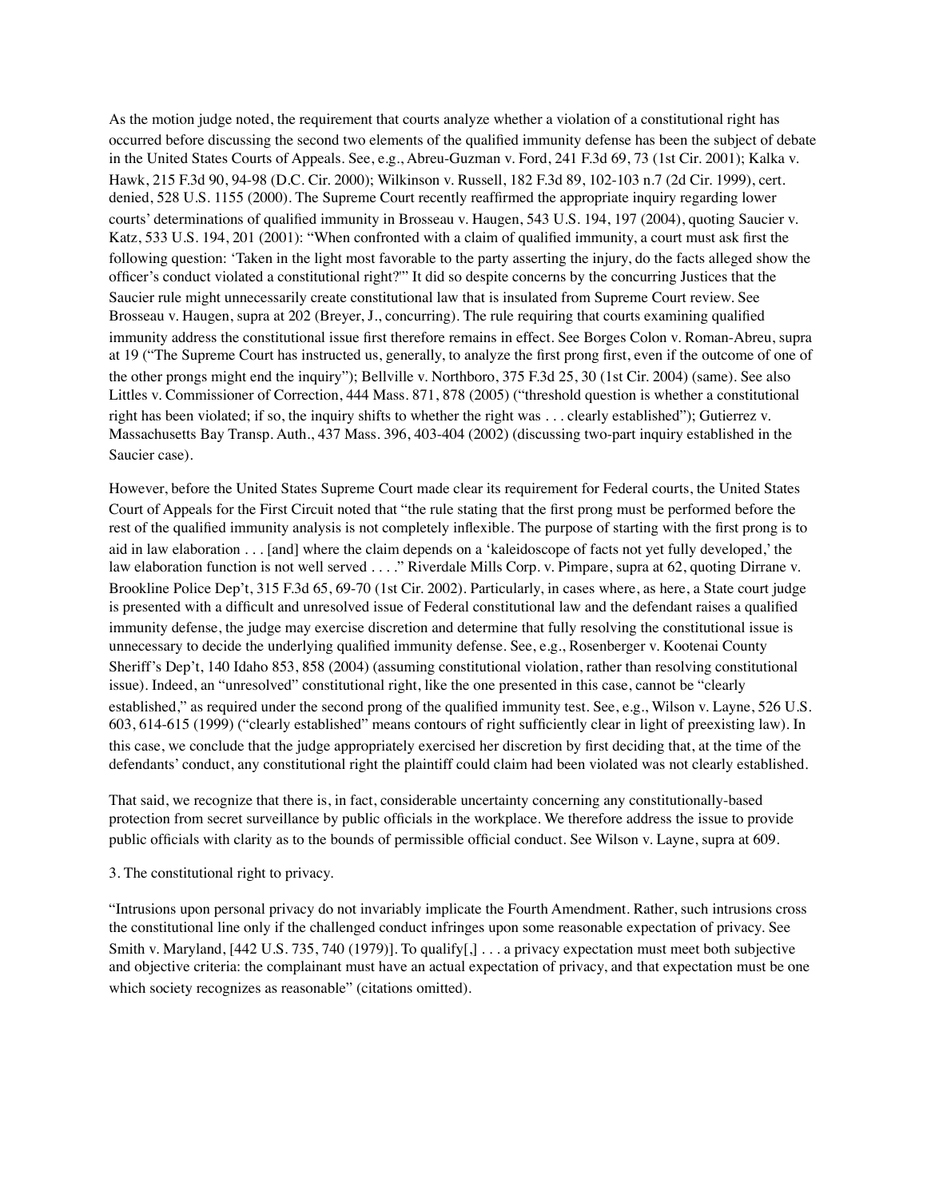As the motion judge noted, the requirement that courts analyze whether a violation of a constitutional right has occurred before discussing the second two elements of the qualified immunity defense has been the subject of debate in the United States Courts of Appeals. See, e.g., Abreu-Guzman v. Ford, 241 F.3d 69, 73 (1st Cir. 2001); Kalka v. Hawk, 215 F.3d 90, 94-98 (D.C. Cir. 2000); Wilkinson v. Russell, 182 F.3d 89, 102-103 n.7 (2d Cir. 1999), cert. denied, 528 U.S. 1155 (2000). The Supreme Court recently reaffirmed the appropriate inquiry regarding lower courts' determinations of qualified immunity in Brosseau v. Haugen, 543 U.S. 194, 197 (2004), quoting Saucier v. Katz, 533 U.S. 194, 201 (2001): "When confronted with a claim of qualified immunity, a court must ask first the following question: 'Taken in the light most favorable to the party asserting the injury, do the facts alleged show the officer's conduct violated a constitutional right?'" It did so despite concerns by the concurring Justices that the Saucier rule might unnecessarily create constitutional law that is insulated from Supreme Court review. See Brosseau v. Haugen, supra at 202 (Breyer, J., concurring). The rule requiring that courts examining qualified immunity address the constitutional issue first therefore remains in effect. See Borges Colon v. Roman-Abreu, supra at 19 ("The Supreme Court has instructed us, generally, to analyze the first prong first, even if the outcome of one of the other prongs might end the inquiry"); Bellville v. Northboro, 375 F.3d 25, 30 (1st Cir. 2004) (same). See also Littles v. Commissioner of Correction, 444 Mass. 871, 878 (2005) ("threshold question is whether a constitutional right has been violated; if so, the inquiry shifts to whether the right was . . . clearly established"); Gutierrez v. Massachusetts Bay Transp. Auth., 437 Mass. 396, 403-404 (2002) (discussing two-part inquiry established in the Saucier case).

However, before the United States Supreme Court made clear its requirement for Federal courts, the United States Court of Appeals for the First Circuit noted that "the rule stating that the first prong must be performed before the rest of the qualified immunity analysis is not completely inflexible. The purpose of starting with the first prong is to aid in law elaboration . . . [and] where the claim depends on a 'kaleidoscope of facts not yet fully developed,' the law elaboration function is not well served . . . ." Riverdale Mills Corp. v. Pimpare, supra at 62, quoting Dirrane v. Brookline Police Dep't, 315 F.3d 65, 69-70 (1st Cir. 2002). Particularly, in cases where, as here, a State court judge is presented with a difficult and unresolved issue of Federal constitutional law and the defendant raises a qualified immunity defense, the judge may exercise discretion and determine that fully resolving the constitutional issue is unnecessary to decide the underlying qualified immunity defense. See, e.g., Rosenberger v. Kootenai County Sheriff's Dep't, 140 Idaho 853, 858 (2004) (assuming constitutional violation, rather than resolving constitutional issue). Indeed, an "unresolved" constitutional right, like the one presented in this case, cannot be "clearly established," as required under the second prong of the qualified immunity test. See, e.g., Wilson v. Layne, 526 U.S. 603, 614-615 (1999) ("clearly established" means contours of right sufficiently clear in light of preexisting law). In this case, we conclude that the judge appropriately exercised her discretion by first deciding that, at the time of the defendants' conduct, any constitutional right the plaintiff could claim had been violated was not clearly established.

That said, we recognize that there is, in fact, considerable uncertainty concerning any constitutionally-based protection from secret surveillance by public officials in the workplace. We therefore address the issue to provide public officials with clarity as to the bounds of permissible official conduct. See Wilson v. Layne, supra at 609.

3. The constitutional right to privacy.

"Intrusions upon personal privacy do not invariably implicate the Fourth Amendment. Rather, such intrusions cross the constitutional line only if the challenged conduct infringes upon some reasonable expectation of privacy. See Smith v. Maryland, [442 U.S. 735, 740 (1979)]. To qualify[,] . . . a privacy expectation must meet both subjective and objective criteria: the complainant must have an actual expectation of privacy, and that expectation must be one which society recognizes as reasonable" (citations omitted).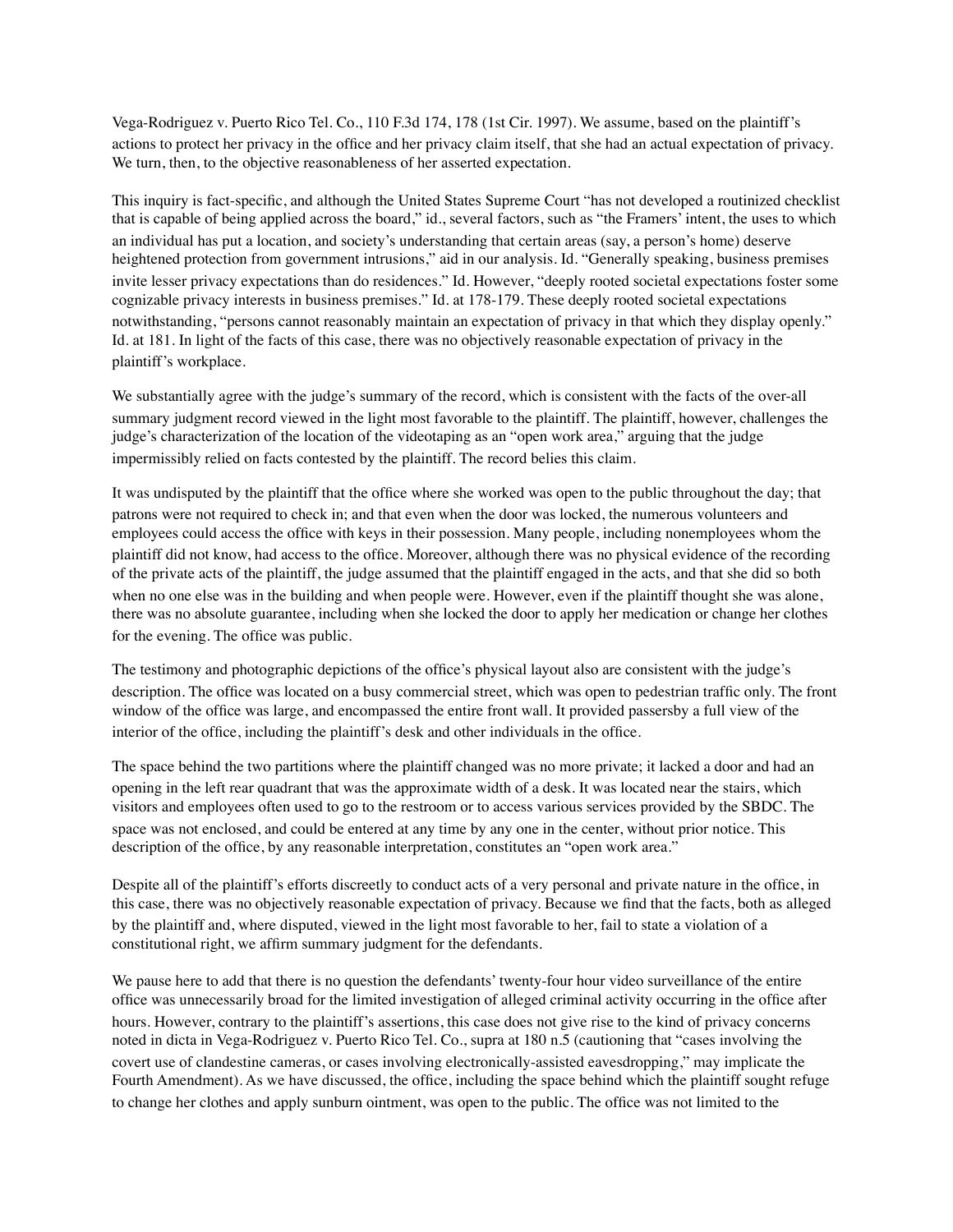Vega-Rodriguez v. Puerto Rico Tel. Co., 110 F.3d 174, 178 (1st Cir. 1997). We assume, based on the plaintiff's actions to protect her privacy in the office and her privacy claim itself, that she had an actual expectation of privacy. We turn, then, to the objective reasonableness of her asserted expectation.

This inquiry is fact-specific, and although the United States Supreme Court "has not developed a routinized checklist that is capable of being applied across the board," id., several factors, such as "the Framers' intent, the uses to which an individual has put a location, and society's understanding that certain areas (say, a person's home) deserve heightened protection from government intrusions," aid in our analysis. Id. "Generally speaking, business premises invite lesser privacy expectations than do residences." Id. However, "deeply rooted societal expectations foster some cognizable privacy interests in business premises." Id. at 178-179. These deeply rooted societal expectations notwithstanding, "persons cannot reasonably maintain an expectation of privacy in that which they display openly." Id. at 181. In light of the facts of this case, there was no objectively reasonable expectation of privacy in the plaintiff's workplace.

We substantially agree with the judge's summary of the record, which is consistent with the facts of the over-all summary judgment record viewed in the light most favorable to the plaintiff. The plaintiff, however, challenges the judge's characterization of the location of the videotaping as an "open work area," arguing that the judge impermissibly relied on facts contested by the plaintiff. The record belies this claim.

It was undisputed by the plaintiff that the office where she worked was open to the public throughout the day; that patrons were not required to check in; and that even when the door was locked, the numerous volunteers and employees could access the office with keys in their possession. Many people, including nonemployees whom the plaintiff did not know, had access to the office. Moreover, although there was no physical evidence of the recording of the private acts of the plaintiff, the judge assumed that the plaintiff engaged in the acts, and that she did so both when no one else was in the building and when people were. However, even if the plaintiff thought she was alone, there was no absolute guarantee, including when she locked the door to apply her medication or change her clothes for the evening. The office was public.

The testimony and photographic depictions of the office's physical layout also are consistent with the judge's description. The office was located on a busy commercial street, which was open to pedestrian traffic only. The front window of the office was large, and encompassed the entire front wall. It provided passersby a full view of the interior of the office, including the plaintiff's desk and other individuals in the office.

The space behind the two partitions where the plaintiff changed was no more private; it lacked a door and had an opening in the left rear quadrant that was the approximate width of a desk. It was located near the stairs, which visitors and employees often used to go to the restroom or to access various services provided by the SBDC. The space was not enclosed, and could be entered at any time by any one in the center, without prior notice. This description of the office, by any reasonable interpretation, constitutes an "open work area."

Despite all of the plaintiff's efforts discreetly to conduct acts of a very personal and private nature in the office, in this case, there was no objectively reasonable expectation of privacy. Because we find that the facts, both as alleged by the plaintiff and, where disputed, viewed in the light most favorable to her, fail to state a violation of a constitutional right, we affirm summary judgment for the defendants.

We pause here to add that there is no question the defendants' twenty-four hour video surveillance of the entire office was unnecessarily broad for the limited investigation of alleged criminal activity occurring in the office after hours. However, contrary to the plaintiff's assertions, this case does not give rise to the kind of privacy concerns noted in dicta in Vega-Rodriguez v. Puerto Rico Tel. Co., supra at 180 n.5 (cautioning that "cases involving the covert use of clandestine cameras, or cases involving electronically-assisted eavesdropping," may implicate the Fourth Amendment). As we have discussed, the office, including the space behind which the plaintiff sought refuge to change her clothes and apply sunburn ointment, was open to the public. The office was not limited to the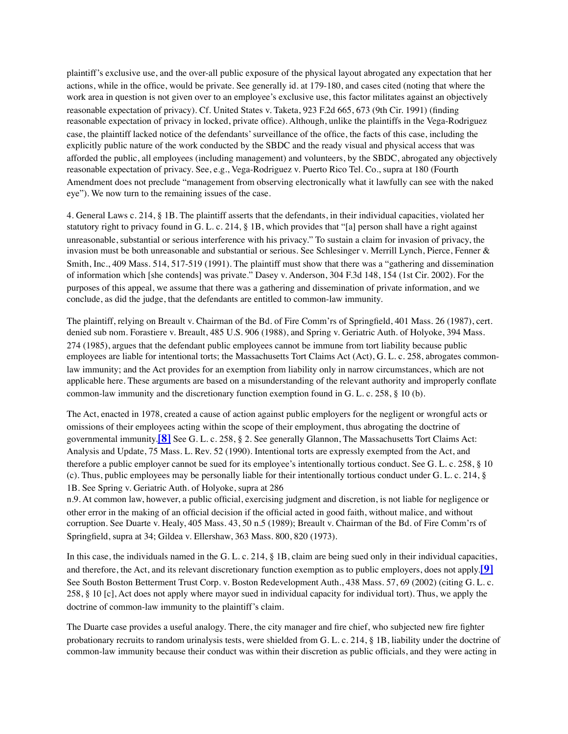plaintiff's exclusive use, and the over-all public exposure of the physical layout abrogated any expectation that her actions, while in the office, would be private. See generally id. at 179-180, and cases cited (noting that where the work area in question is not given over to an employee's exclusive use, this factor militates against an objectively reasonable expectation of privacy). Cf. United States v. Taketa, 923 F.2d 665, 673 (9th Cir. 1991) (finding reasonable expectation of privacy in locked, private office). Although, unlike the plaintiffs in the Vega-Rodriguez case, the plaintiff lacked notice of the defendants' surveillance of the office, the facts of this case, including the explicitly public nature of the work conducted by the SBDC and the ready visual and physical access that was afforded the public, all employees (including management) and volunteers, by the SBDC, abrogated any objectively reasonable expectation of privacy. See, e.g., Vega-Rodriguez v. Puerto Rico Tel. Co., supra at 180 (Fourth Amendment does not preclude "management from observing electronically what it lawfully can see with the naked eye"). We now turn to the remaining issues of the case.

4. General Laws c. 214, § 1B. The plaintiff asserts that the defendants, in their individual capacities, violated her statutory right to privacy found in G. L. c. 214, § 1B, which provides that "[a] person shall have a right against unreasonable, substantial or serious interference with his privacy." To sustain a claim for invasion of privacy, the invasion must be both unreasonable and substantial or serious. See Schlesinger v. Merrill Lynch, Pierce, Fenner & Smith, Inc., 409 Mass. 514, 517-519 (1991). The plaintiff must show that there was a "gathering and dissemination of information which [she contends] was private." Dasey v. Anderson, 304 F.3d 148, 154 (1st Cir. 2002). For the purposes of this appeal, we assume that there was a gathering and dissemination of private information, and we conclude, as did the judge, that the defendants are entitled to common-law immunity.

The plaintiff, relying on Breault v. Chairman of the Bd. of Fire Comm'rs of Springfield, 401 Mass. 26 (1987), cert. denied sub nom. Forastiere v. Breault, 485 U.S. 906 (1988), and Spring v. Geriatric Auth. of Holyoke, 394 Mass. 274 (1985), argues that the defendant public employees cannot be immune from tort liability because public employees are liable for intentional torts; the Massachusetts Tort Claims Act (Act), G. L. c. 258, abrogates common-law immunity; and the Act provides for an exemption from liability only in narrow circumstances, which are not applicable here. These arguments are based on a misunderstanding of the relevant authority and improperly conflate common-law immunity and the discretionary function exemption found in G. L. c. 258, § 10 (b).

The Act, enacted in 1978, created a cause of action against public employers for the negligent or wrongful acts or omissions of their employees acting within the scope of their employment, thus abrogating the doctrine of governmental immunity.**[8]** See G. L. c. 258, § 2. See generally Glannon, The Massachusetts Tort Claims Act: Analysis and Update, 75 Mass. L. Rev. 52 (1990). Intentional torts are expressly exempted from the Act, and therefore a public employer cannot be sued for its employee's intentionally tortious conduct. See G. L. c. 258, § 10 (c). Thus, public employees may be personally liable for their intentionally tortious conduct under G. L. c. 214, § 1B. See Spring v. Geriatric Auth. of Holyoke, supra at 286 n.9. At common law, however, a public official, exercising judgment and discretion, is not liable for negligence or other error in the making of an official decision if the official acted in good faith, without malice, and without corruption. See Duarte v. Healy, 405 Mass. 43, 50 n.5 (1989); Breault v. Chairman of the Bd. of Fire Comm'rs of Springfield, supra at 34; Gildea v. Ellershaw, 363 Mass. 800, 820 (1973).

In this case, the individuals named in the G. L. c. 214, § 1B, claim are being sued only in their individual capacities, and therefore, the Act, and its relevant discretionary function exemption as to public employers, does not apply.**[9]** See South Boston Betterment Trust Corp. v. Boston Redevelopment Auth., 438 Mass. 57, 69 (2002) (citing G. L. c. 258, § 10 [c], Act does not apply where mayor sued in individual capacity for individual tort). Thus, we apply the doctrine of common-law immunity to the plaintiff's claim.

The Duarte case provides a useful analogy. There, the city manager and fire chief, who subjected new fire fighter probationary recruits to random urinalysis tests, were shielded from G. L. c. 214, § 1B, liability under the doctrine of common-law immunity because their conduct was within their discretion as public officials, and they were acting in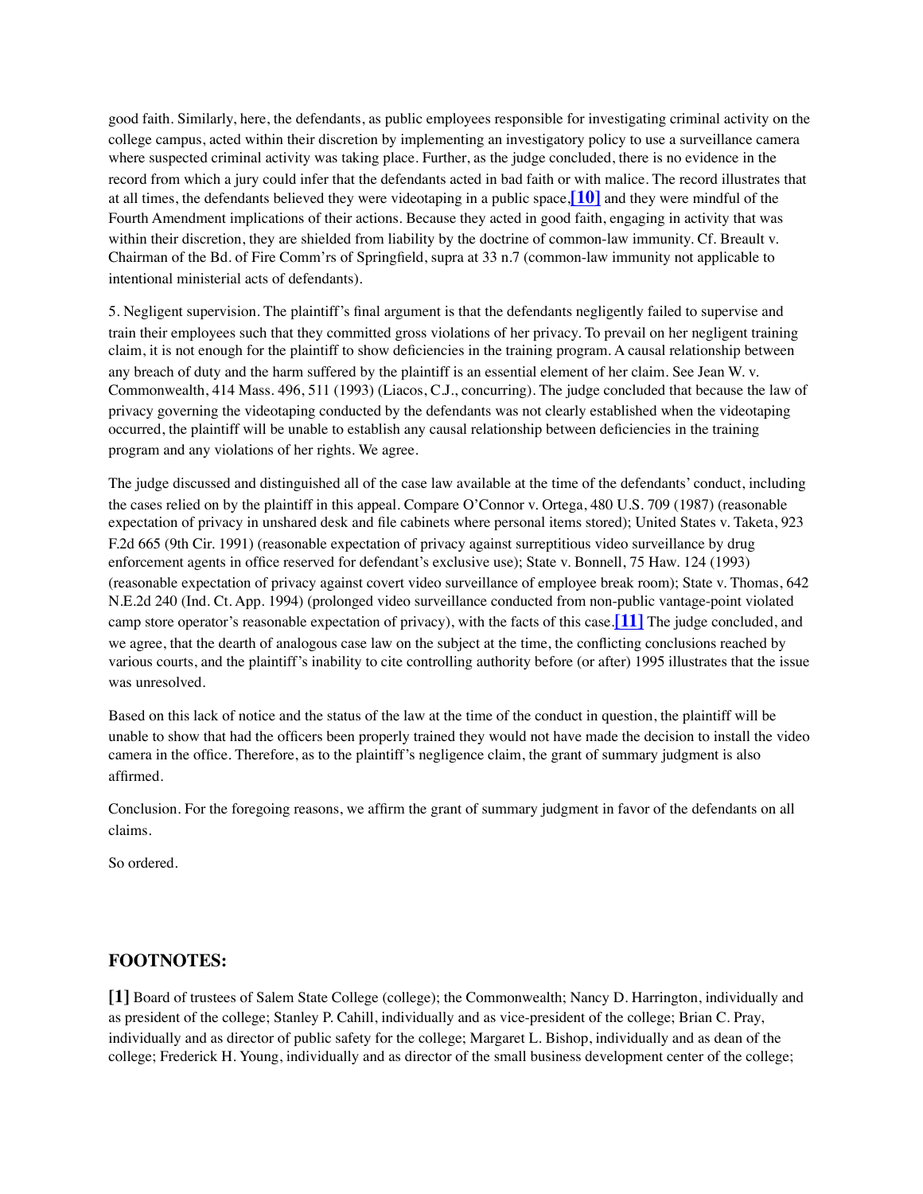good faith. Similarly, here, the defendants, as public employees responsible for investigating criminal activity on the college campus, acted within their discretion by implementing an investigatory policy to use a surveillance camera where suspected criminal activity was taking place. Further, as the judge concluded, there is no evidence in the record from which a jury could infer that the defendants acted in bad faith or with malice. The record illustrates that at all times, the defendants believed they were videotaping in a public space,**[10]** and they were mindful of the Fourth Amendment implications of their actions. Because they acted in good faith, engaging in activity that was within their discretion, they are shielded from liability by the doctrine of common-law immunity. Cf. Breault v. Chairman of the Bd. of Fire Comm'rs of Springfield, supra at 33 n.7 (common-law immunity not applicable to intentional ministerial acts of defendants).

5. Negligent supervision. The plaintiff's final argument is that the defendants negligently failed to supervise and train their employees such that they committed gross violations of her privacy. To prevail on her negligent training claim, it is not enough for the plaintiff to show deficiencies in the training program. A causal relationship between any breach of duty and the harm suffered by the plaintiff is an essential element of her claim. See Jean W. v. Commonwealth, 414 Mass. 496, 511 (1993) (Liacos, C.J., concurring). The judge concluded that because the law of privacy governing the videotaping conducted by the defendants was not clearly established when the videotaping occurred, the plaintiff will be unable to establish any causal relationship between deficiencies in the training program and any violations of her rights. We agree.

The judge discussed and distinguished all of the case law available at the time of the defendants' conduct, including the cases relied on by the plaintiff in this appeal. Compare O'Connor v. Ortega, 480 U.S. 709 (1987) (reasonable expectation of privacy in unshared desk and file cabinets where personal items stored); United States v. Taketa, 923 F.2d 665 (9th Cir. 1991) (reasonable expectation of privacy against surreptitious video surveillance by drug enforcement agents in office reserved for defendant's exclusive use); State v. Bonnell, 75 Haw. 124 (1993) (reasonable expectation of privacy against covert video surveillance of employee break room); State v. Thomas, 642 N.E.2d 240 (Ind. Ct. App. 1994) (prolonged video surveillance conducted from non-public vantage-point violated camp store operator's reasonable expectation of privacy), with the facts of this case.**[11]** The judge concluded, and we agree, that the dearth of analogous case law on the subject at the time, the conflicting conclusions reached by various courts, and the plaintiff's inability to cite controlling authority before (or after) 1995 illustrates that the issue was unresolved.

Based on this lack of notice and the status of the law at the time of the conduct in question, the plaintiff will be unable to show that had the officers been properly trained they would not have made the decision to install the video camera in the office. Therefore, as to the plaintiff's negligence claim, the grant of summary judgment is also affirmed.

Conclusion. For the foregoing reasons, we affirm the grant of summary judgment in favor of the defendants on all claims.

So ordered.

## FOOTNOTES:

**[1]** Board of trustees of Salem State College (college); the Commonwealth; Nancy D. Harrington, individually and as president of the college; Stanley P. Cahill, individually and as vice-president of the college; Brian C. Pray, individually and as director of public safety for the college; Margaret L. Bishop, individually and as dean of the college; Frederick H. Young, individually and as director of the small business development center of the college;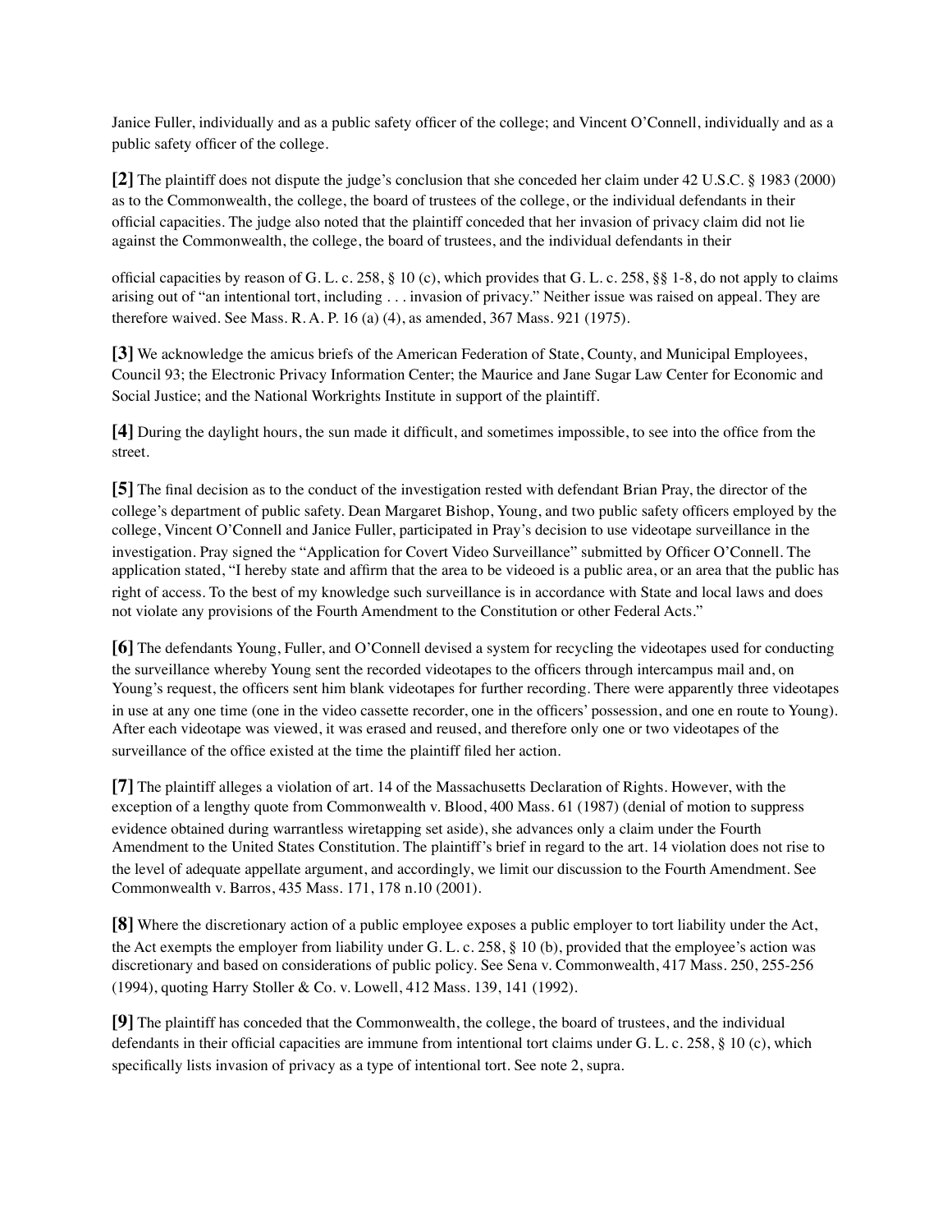Janice Fuller, individually and as a public safety officer of the college; and Vincent O'Connell, individually and as a public safety officer of the college.

**[2]** The plaintiff does not dispute the judge's conclusion that she conceded her claim under 42 U.S.C. § 1983 (2000) as to the Commonwealth, the college, the board of trustees of the college, or the individual defendants in their official capacities. The judge also noted that the plaintiff conceded that her invasion of privacy claim did not lie against the Commonwealth, the college, the board of trustees, and the individual defendants in their official capacities by reason of G. L. c. 258, § 10 (c), which provides that G. L. c. 258, §§ 1-8, do not apply to claims arising out of "an intentional tort, including . . . invasion of privacy." Neither issue was raised on appeal. They are therefore waived. See Mass. R. A. P. 16 (a) (4), as amended, 367 Mass. 921 (1975).

**[3]** We acknowledge the amicus briefs of the American Federation of State, County, and Municipal Employees, Council 93; the Electronic Privacy Information Center; the Maurice and Jane Sugar Law Center for Economic and Social Justice; and the National Workrights Institute in support of the plaintiff.

**[4]** During the daylight hours, the sun made it difficult, and sometimes impossible, to see into the office from the street.

**[5]** The final decision as to the conduct of the investigation rested with defendant Brian Pray, the director of the college's department of public safety. Dean Margaret Bishop, Young, and two public safety officers employed by the college, Vincent O'Connell and Janice Fuller, participated in Pray's decision to use videotape surveillance in the investigation. Pray signed the "Application for Covert Video Surveillance" submitted by Officer O'Connell. The application stated, "I hereby state and affirm that the area to be videoed is a public area, or an area that the public has right of access. To the best of my knowledge such surveillance is in accordance with State and local laws and does not violate any provisions of the Fourth Amendment to the Constitution or other Federal Acts."

**[6]** The defendants Young, Fuller, and O'Connell devised a system for recycling the videotapes used for conducting the surveillance whereby Young sent the recorded videotapes to the officers through intercampus mail and, on Young's request, the officers sent him blank videotapes for further recording. There were apparently three videotapes in use at any one time (one in the video cassette recorder, one in the officers' possession, and one en route to Young). After each videotape was viewed, it was erased and reused, and therefore only one or two videotapes of the surveillance of the office existed at the time the plaintiff filed her action.

**[7]** The plaintiff alleges a violation of art. 14 of the Massachusetts Declaration of Rights. However, with the exception of a lengthy quote from Commonwealth v. Blood, 400 Mass. 61 (1987) (denial of motion to suppress evidence obtained during warrantless wiretapping set aside), she advances only a claim under the Fourth Amendment to the United States Constitution. The plaintiff's brief in regard to the art. 14 violation does not rise to the level of adequate appellate argument, and accordingly, we limit our discussion to the Fourth Amendment. See Commonwealth v. Barros, 435 Mass. 171, 178 n.10 (2001).

**[8]** Where the discretionary action of a public employee exposes a public employer to tort liability under the Act, the Act exempts the employer from liability under G. L. c. 258, § 10 (b), provided that the employee's action was discretionary and based on considerations of public policy. See Sena v. Commonwealth, 417 Mass. 250, 255-256 (1994), quoting Harry Stoller & Co. v. Lowell, 412 Mass. 139, 141 (1992).

**[9]** The plaintiff has conceded that the Commonwealth, the college, the board of trustees, and the individual defendants in their official capacities are immune from intentional tort claims under G. L. c. 258, § 10 (c), which specifically lists invasion of privacy as a type of intentional tort. See note 2, supra.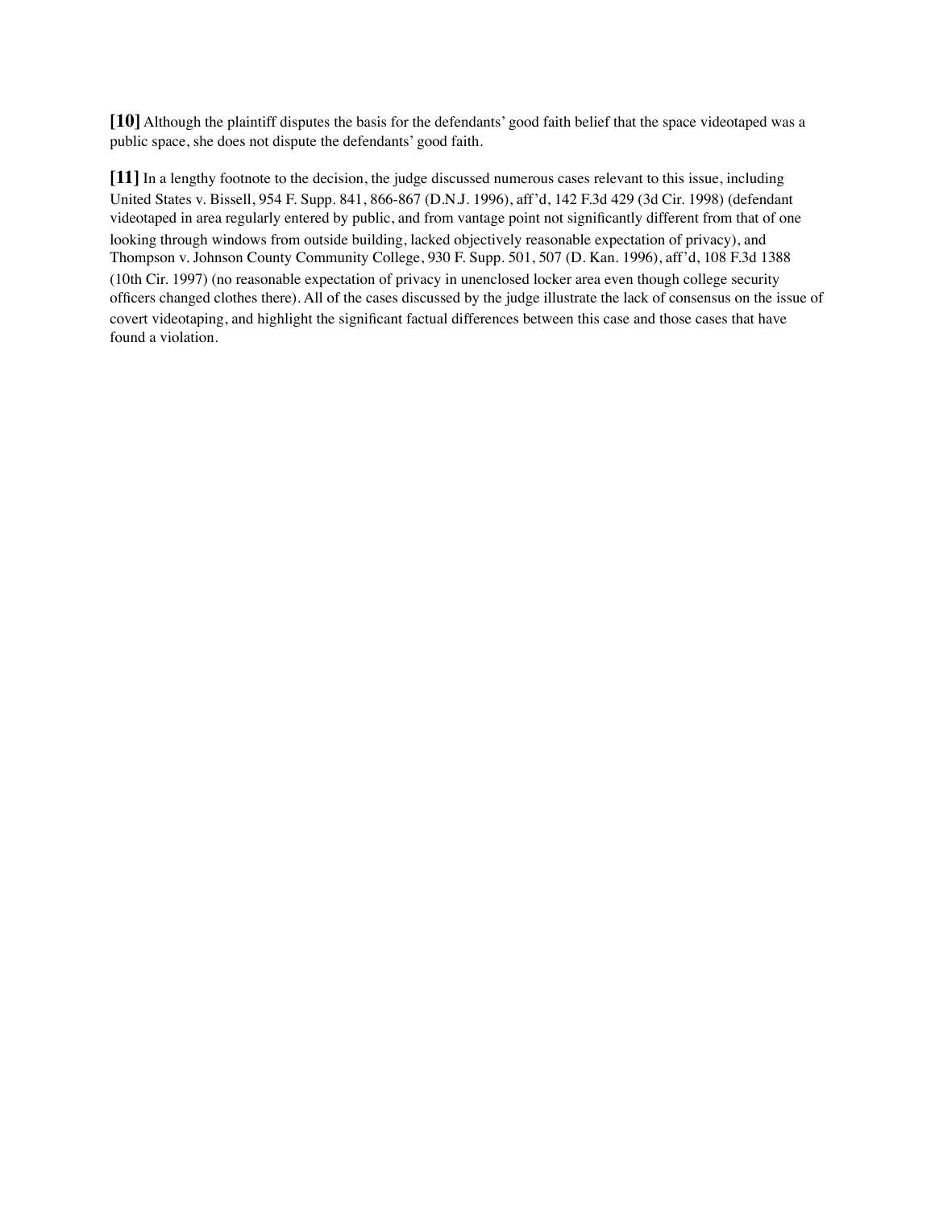**[10]** Although the plaintiff disputes the basis for the defendants' good faith belief that the space videotaped was a public space, she does not dispute the defendants' good faith.

**[11]** In a lengthy footnote to the decision, the judge discussed numerous cases relevant to this issue, including United States v. Bissell, 954 F. Supp. 841, 866-867 (D.N.J. 1996), aff'd, 142 F.3d 429 (3d Cir. 1998) (defendant videotaped in area regularly entered by public, and from vantage point not significantly different from that of one looking through windows from outside building, lacked objectively reasonable expectation of privacy), and Thompson v. Johnson County Community College, 930 F. Supp. 501, 507 (D. Kan. 1996), aff'd, 108 F.3d 1388 (10th Cir. 1997) (no reasonable expectation of privacy in unenclosed locker area even though college security officers changed clothes there). All of the cases discussed by the judge illustrate the lack of consensus on the issue of covert videotaping, and highlight the significant factual differences between this case and those cases that have found a violation.